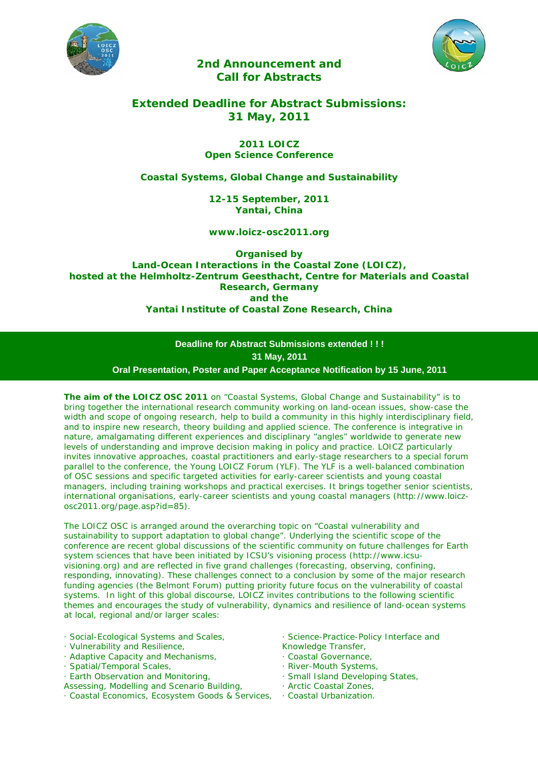## 2nd Announcement and Call for Abstracts

## Extended Deadline for Abstract Submissions: 31 May, 2011

### 2011 LOICZ Open Science Conference

### Coastal Systems, Global Change and Sustainability

**12-15 September, 2011**
**Yantai, China**

**www.loicz-osc2011.org**

**Organised by**
**Land-Ocean Interactions in the Coastal Zone (LOICZ),**
**hosted at the Helmholtz-Zentrum Geesthacht, Centre for Materials and Coastal Research, Germany**
**and the**
**Yantai Institute of Coastal Zone Research, China**

**Deadline for Abstract Submissions extended ! ! !**
**31 May, 2011**
**Oral Presentation, Poster and Paper Acceptance Notification by 15 June, 2011**

**The aim of the LOICZ OSC 2011** on "Coastal Systems, Global Change and Sustainability" is to bring together the international research community working on land-ocean issues, show-case the width and scope of ongoing research, help to build a community in this highly interdisciplinary field, and to inspire new research, theory building and applied science. The conference is integrative in nature, amalgamating different experiences and disciplinary "angles" worldwide to generate new levels of understanding and improve decision making in policy and practice. LOICZ particularly invites innovative approaches, coastal practitioners and early-stage researchers to a special forum parallel to the conference, the Young LOICZ Forum (YLF). The YLF is a well-balanced combination of OSC sessions and specific targeted activities for early-career scientists and young coastal managers, including training workshops and practical exercises. It brings together senior scientists, international organisations, early-career scientists and young coastal managers (http://www.loicz-osc2011.org/page.asp?id=85).

The LOICZ OSC is arranged around the overarching topic on "Coastal vulnerability and sustainability to support adaptation to global change". Underlying the scientific scope of the conference are recent global discussions of the scientific community on future challenges for Earth system sciences that have been initiated by ICSU's visioning process (http://www.icsu-visioning.org) and are reflected in five grand challenges (forecasting, observing, confining, responding, innovating). These challenges connect to a conclusion by some of the major research funding agencies (the Belmont Forum) putting priority future focus on the vulnerability of coastal systems. In light of this global discourse, LOICZ invites contributions to the following scientific themes and encourages the study of vulnerability, dynamics and resilience of land-ocean systems at local, regional and/or larger scales:

- Social-Ecological Systems and Scales,
- Vulnerability and Resilience,
- Adaptive Capacity and Mechanisms,
- Spatial/Temporal Scales,
- Earth Observation and Monitoring, Assessing, Modelling and Scenario Building,
- Coastal Economics, Ecosystem Goods & Services,
- Science-Practice-Policy Interface and Knowledge Transfer,
- Coastal Governance,
- River-Mouth Systems,
- Small Island Developing States,
- Arctic Coastal Zones,
- Coastal Urbanization.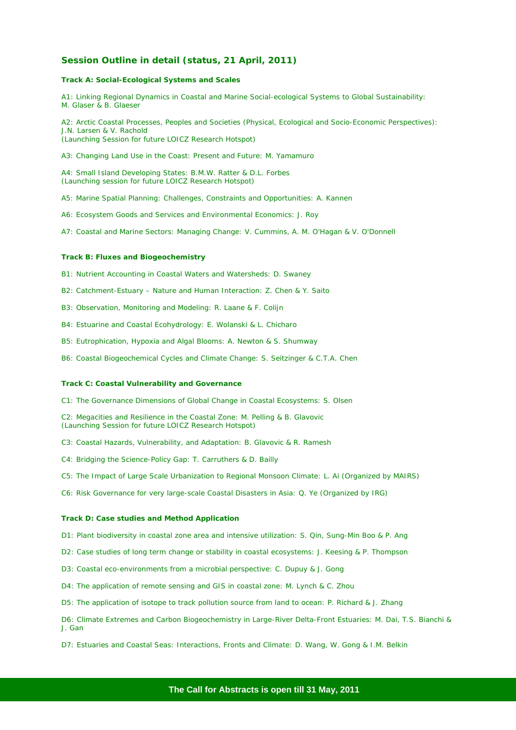## Session Outline in detail (status, 21 April, 2011)

### Track A: Social-Ecological Systems and Scales

A1: Linking Regional Dynamics in Coastal and Marine Social-ecological Systems to Global Sustainability: M. Glaser & B. Glaeser

A2: Arctic Coastal Processes, Peoples and Societies (Physical, Ecological and Socio-Economic Perspectives): J.N. Larsen & V. Rachold
(Launching Session for future LOICZ Research Hotspot)

A3: Changing Land Use in the Coast: Present and Future: M. Yamamuro

A4: Small Island Developing States: B.M.W. Ratter & D.L. Forbes
(Launching session for future LOICZ Research Hotspot)

A5: Marine Spatial Planning: Challenges, Constraints and Opportunities: A. Kannen

A6: Ecosystem Goods and Services and Environmental Economics: J. Roy

A7: Coastal and Marine Sectors: Managing Change: V. Cummins, A. M. O'Hagan & V. O'Donnell

### Track B: Fluxes and Biogeochemistry

B1: Nutrient Accounting in Coastal Waters and Watersheds: D. Swaney

B2: Catchment-Estuary – Nature and Human Interaction: Z. Chen & Y. Saito

B3: Observation, Monitoring and Modeling: R. Laane & F. Colijn

B4: Estuarine and Coastal Ecohydrology: E. Wolanski & L. Chicharo

B5: Eutrophication, Hypoxia and Algal Blooms: A. Newton & S. Shumway

B6: Coastal Biogeochemical Cycles and Climate Change: S. Seitzinger & C.T.A. Chen

### Track C: Coastal Vulnerability and Governance

C1: The Governance Dimensions of Global Change in Coastal Ecosystems: S. Olsen

C2: Megacities and Resilience in the Coastal Zone: M. Pelling & B. Glavovic
(Launching Session for future LOICZ Research Hotspot)

C3: Coastal Hazards, Vulnerability, and Adaptation: B. Glavovic & R. Ramesh

C4: Bridging the Science-Policy Gap: T. Carruthers & D. Bailly

C5: The Impact of Large Scale Urbanization to Regional Monsoon Climate: L. Ai (Organized by MAIRS)

C6: Risk Governance for very large-scale Coastal Disasters in Asia: Q. Ye (Organized by IRG)

### Track D: Case studies and Method Application

D1: Plant biodiversity in coastal zone area and intensive utilization: S. Qin, Sung-Min Boo & P. Ang

D2: Case studies of long term change or stability in coastal ecosystems: J. Keesing & P. Thompson

D3: Coastal eco-environments from a microbial perspective: C. Dupuy & J. Gong

D4: The application of remote sensing and GIS in coastal zone: M. Lynch & C. Zhou

D5: The application of isotope to track pollution source from land to ocean: P. Richard & J. Zhang

D6: Climate Extremes and Carbon Biogeochemistry in Large-River Delta-Front Estuaries: M. Dai, T.S. Bianchi & J. Gan

D7: Estuaries and Coastal Seas: Interactions, Fronts and Climate: D. Wang, W. Gong & I.M. Belkin

**The Call for Abstracts is open till 31 May, 2011**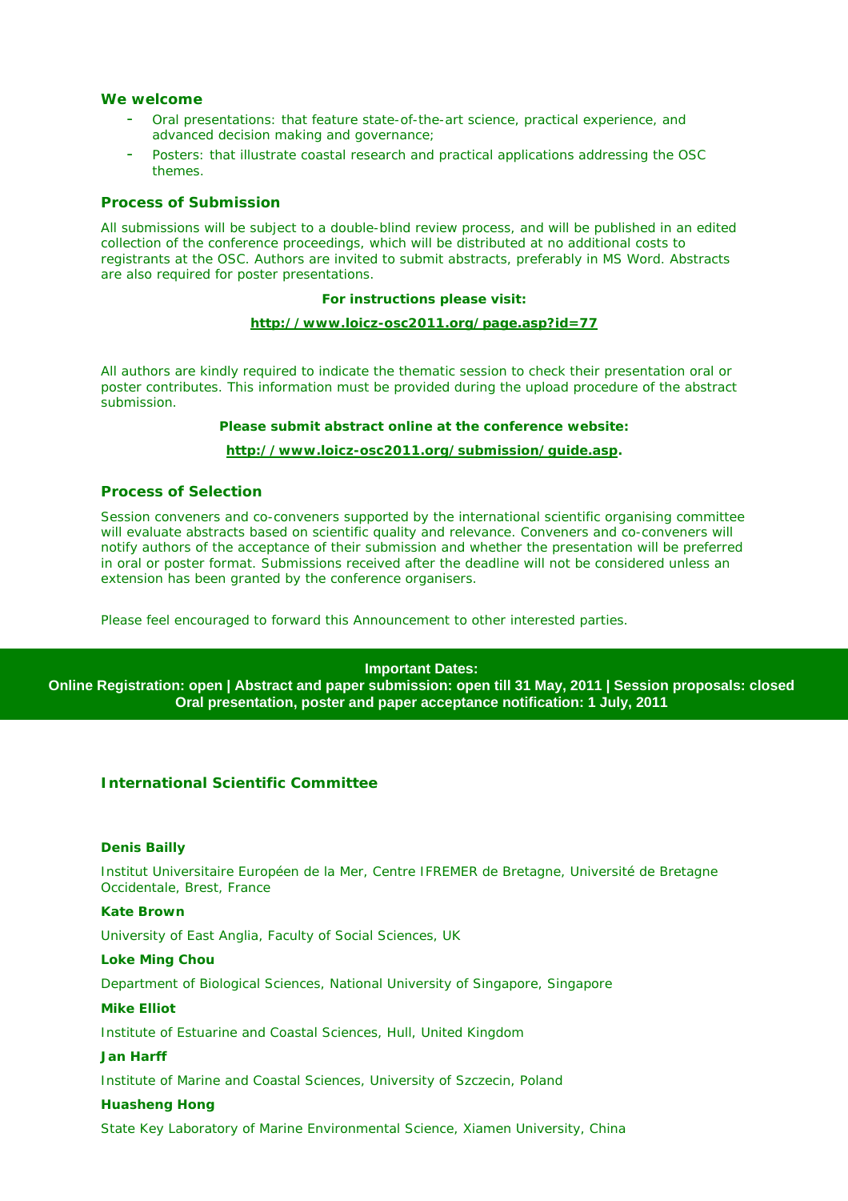## We welcome

- Oral presentations: that feature state-of-the-art science, practical experience, and advanced decision making and governance;
- Posters: that illustrate coastal research and practical applications addressing the OSC themes.

## Process of Submission

All submissions will be subject to a double-blind review process, and will be published in an edited collection of the conference proceedings, which will be distributed at no additional costs to registrants at the OSC. Authors are invited to submit abstracts, preferably in MS Word. Abstracts are also required for poster presentations.

**For instructions please visit:**

**http://www.loicz-osc2011.org/page.asp?id=77**

All authors are kindly required to indicate the thematic session to check their presentation oral or poster contributes. This information must be provided during the upload procedure of the abstract submission.

**Please submit abstract online at the conference website:**

**http://www.loicz-osc2011.org/submission/guide.asp.**

## Process of Selection

Session conveners and co-conveners supported by the international scientific organising committee will evaluate abstracts based on scientific quality and relevance. Conveners and co-conveners will notify authors of the acceptance of their submission and whether the presentation will be preferred in oral or poster format. Submissions received after the deadline will not be considered unless an extension has been granted by the conference organisers.

Please feel encouraged to forward this Announcement to other interested parties.

**Important Dates:**
**Online Registration: open | Abstract and paper submission: open till 31 May, 2011 | Session proposals: closed**
**Oral presentation, poster and paper acceptance notification: 1 July, 2011**

## International Scientific Committee

**Denis Bailly**

Institut Universitaire Européen de la Mer, Centre IFREMER de Bretagne, Université de Bretagne Occidentale, Brest, France

**Kate Brown**

University of East Anglia, Faculty of Social Sciences, UK

**Loke Ming Chou**

Department of Biological Sciences, National University of Singapore, Singapore

**Mike Elliot**

Institute of Estuarine and Coastal Sciences, Hull, United Kingdom

**Jan Harff**

Institute of Marine and Coastal Sciences, University of Szczecin, Poland

**Huasheng Hong**

State Key Laboratory of Marine Environmental Science, Xiamen University, China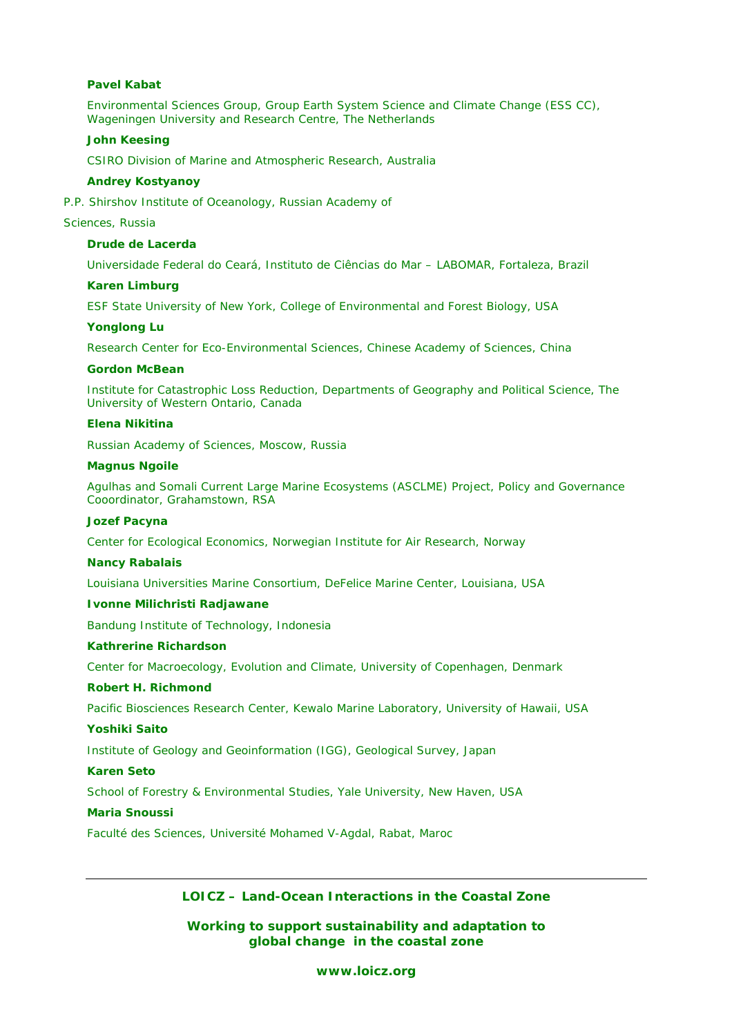**Pavel Kabat**

Environmental Sciences Group, Group Earth System Science and Climate Change (ESS CC), Wageningen University and Research Centre, The Netherlands

**John Keesing**

CSIRO Division of Marine and Atmospheric Research, Australia

**Andrey Kostyanoy**

P.P. Shirshov Institute of Oceanology, Russian Academy of Sciences, Russia

**Drude de Lacerda**

Universidade Federal do Ceará, Instituto de Ciências do Mar – LABOMAR, Fortaleza, Brazil

**Karen Limburg**

ESF State University of New York, College of Environmental and Forest Biology, USA

**Yonglong Lu**

Research Center for Eco-Environmental Sciences, Chinese Academy of Sciences, China

**Gordon McBean**

Institute for Catastrophic Loss Reduction, Departments of Geography and Political Science, The University of Western Ontario, Canada

**Elena Nikitina**

Russian Academy of Sciences, Moscow, Russia

**Magnus Ngoile**

Agulhas and Somali Current Large Marine Ecosystems (ASCLME) Project, Policy and Governance Cooordinator, Grahamstown, RSA

**Jozef Pacyna**

Center for Ecological Economics, Norwegian Institute for Air Research, Norway

**Nancy Rabalais**

Louisiana Universities Marine Consortium, DeFelice Marine Center, Louisiana, USA

**Ivonne Milichristi Radjawane**

Bandung Institute of Technology, Indonesia

**Kathrerine Richardson**

Center for Macroecology, Evolution and Climate, University of Copenhagen, Denmark

**Robert H. Richmond**

Pacific Biosciences Research Center, Kewalo Marine Laboratory, University of Hawaii, USA

**Yoshiki Saito**

Institute of Geology and Geoinformation (IGG), Geological Survey, Japan

**Karen Seto**

School of Forestry & Environmental Studies, Yale University, New Haven, USA

**Maria Snoussi**

Faculté des Sciences, Université Mohamed V-Agdal, Rabat, Maroc

---

**LOICZ – Land-Ocean Interactions in the Coastal Zone**

**Working to support sustainability and adaptation to global change in the coastal zone**

**www.loicz.org**